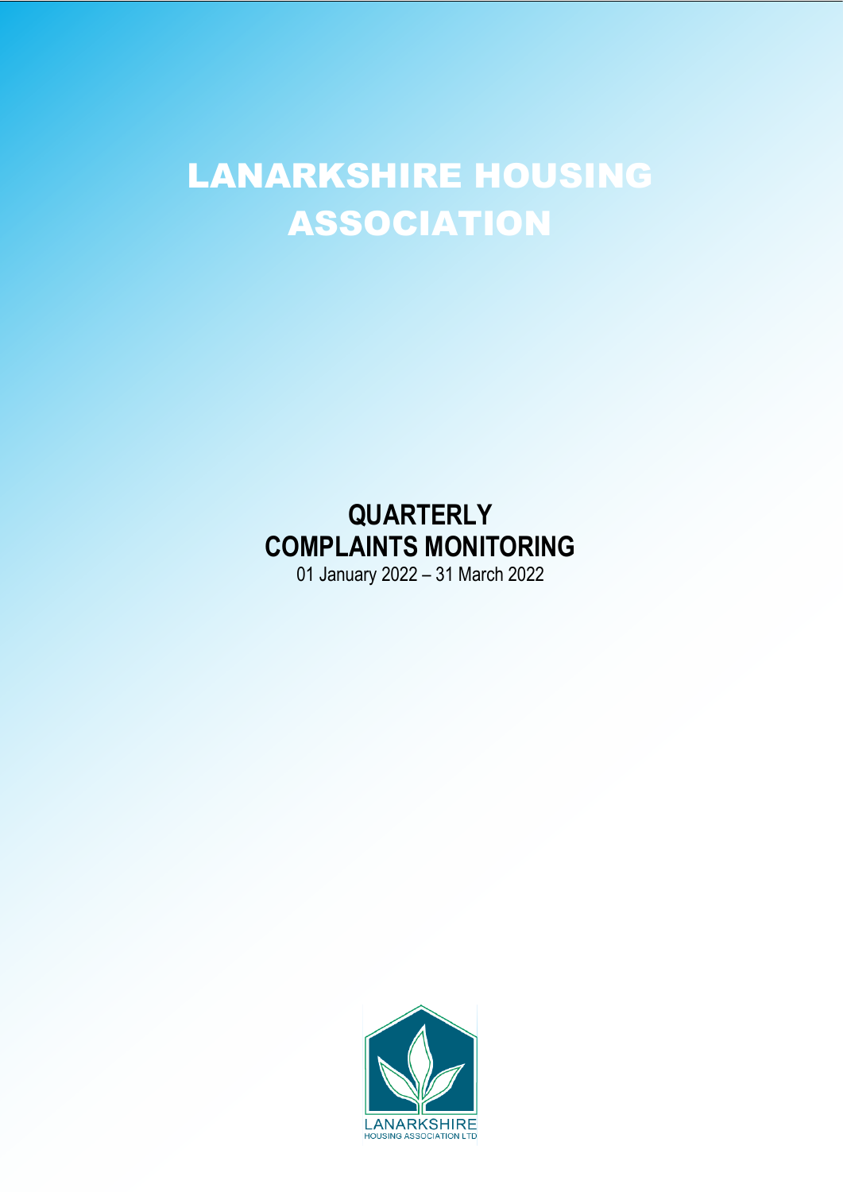# LANARKSHIRE HOUSING ASSOCIATION

## QUARTERLY COMPLAINTS MONITORING

01 January 2022 – 31 March 2022

LANARKSHIRE
HOUSING ASSOCIATION LTD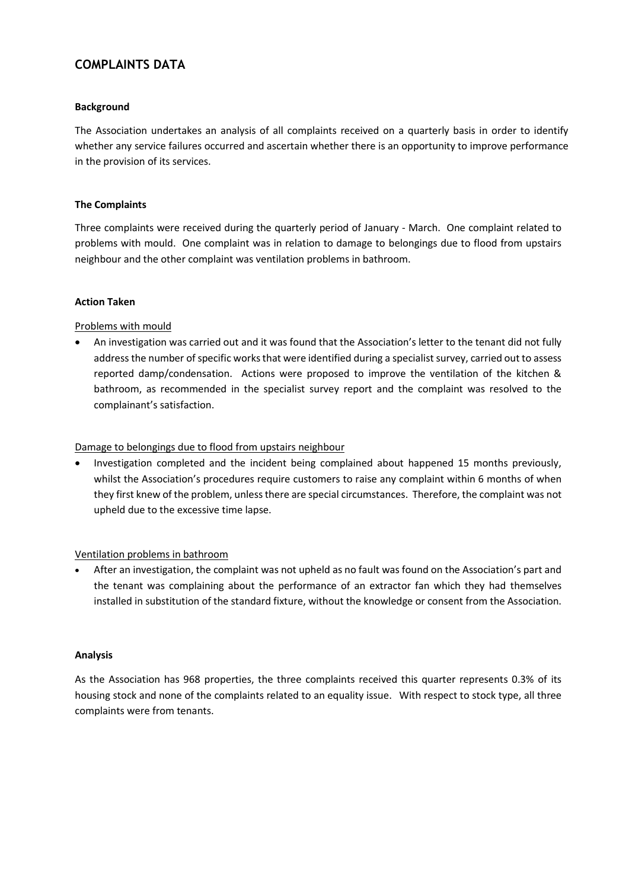## COMPLAINTS DATA

**Background**

The Association undertakes an analysis of all complaints received on a quarterly basis in order to identify whether any service failures occurred and ascertain whether there is an opportunity to improve performance in the provision of its services.

**The Complaints**

Three complaints were received during the quarterly period of January - March. One complaint related to problems with mould. One complaint was in relation to damage to belongings due to flood from upstairs neighbour and the other complaint was ventilation problems in bathroom.

**Action Taken**

<u>Problems with mould</u>

- An investigation was carried out and it was found that the Association's letter to the tenant did not fully address the number of specific works that were identified during a specialist survey, carried out to assess reported damp/condensation. Actions were proposed to improve the ventilation of the kitchen & bathroom, as recommended in the specialist survey report and the complaint was resolved to the complainant's satisfaction.

<u>Damage to belongings due to flood from upstairs neighbour</u>

- Investigation completed and the incident being complained about happened 15 months previously, whilst the Association's procedures require customers to raise any complaint within 6 months of when they first knew of the problem, unless there are special circumstances. Therefore, the complaint was not upheld due to the excessive time lapse.

<u>Ventilation problems in bathroom</u>

- After an investigation, the complaint was not upheld as no fault was found on the Association's part and the tenant was complaining about the performance of an extractor fan which they had themselves installed in substitution of the standard fixture, without the knowledge or consent from the Association.

**Analysis**

As the Association has 968 properties, the three complaints received this quarter represents 0.3% of its housing stock and none of the complaints related to an equality issue. With respect to stock type, all three complaints were from tenants.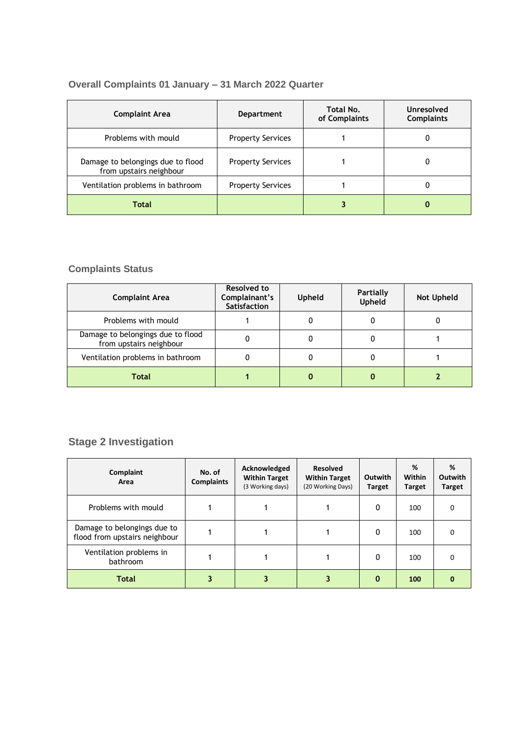## Overall Complaints 01 January – 31 March 2022 Quarter

| Complaint Area | Department | Total No. of Complaints | Unresolved Complaints |
|---|---|---|---|
| Problems with mould | Property Services | 1 | 0 |
| Damage to belongings due to flood from upstairs neighbour | Property Services | 1 | 0 |
| Ventilation problems in bathroom | Property Services | 1 | 0 |
| **Total** | | **3** | **0** |

## Complaints Status

| Complaint Area | Resolved to Complainant's Satisfaction | Upheld | Partially Upheld | Not Upheld |
|---|---|---|---|---|
| Problems with mould | 1 | 0 | 0 | 0 |
| Damage to belongings due to flood from upstairs neighbour | 0 | 0 | 0 | 1 |
| Ventilation problems in bathroom | 0 | 0 | 0 | 1 |
| **Total** | **1** | **0** | **0** | **2** |

## Stage 2 Investigation

| Complaint Area | No. of Complaints | Acknowledged Within Target (3 Working days) | Resolved Within Target (20 Working Days) | Outwith Target | % Within Target | % Outwith Target |
|---|---|---|---|---|---|---|
| Problems with mould | 1 | 1 | 1 | 0 | 100 | 0 |
| Damage to belongings due to flood from upstairs neighbour | 1 | 1 | 1 | 0 | 100 | 0 |
| Ventilation problems in bathroom | 1 | 1 | 1 | 0 | 100 | 0 |
| **Total** | **3** | **3** | **3** | **0** | **100** | **0** |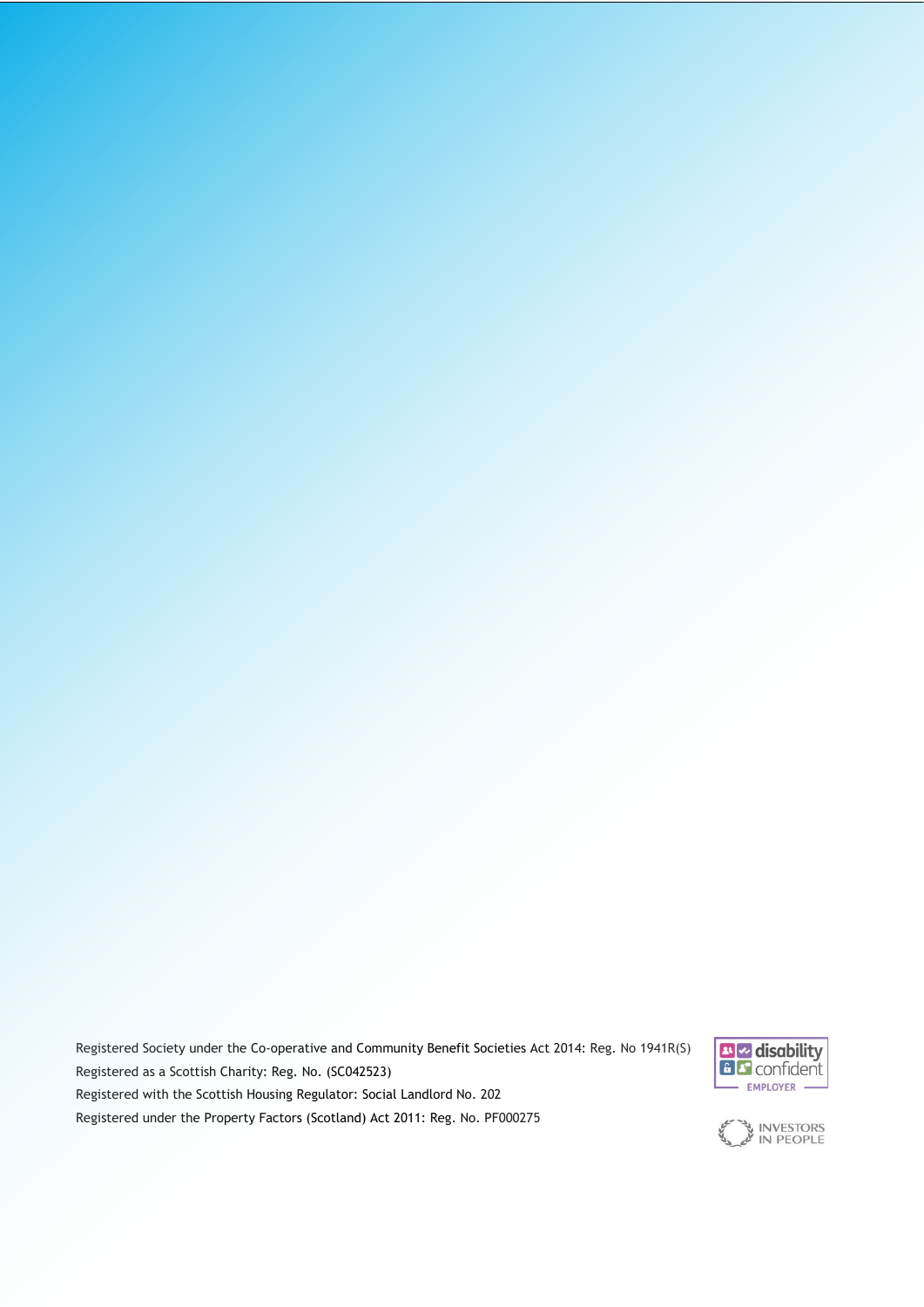Registered Society under the Co-operative and Community Benefit Societies Act 2014: Reg. No 1941R(S)
Registered as a Scottish Charity: Reg. No. (SC042523)
Registered with the Scottish Housing Regulator: Social Landlord No. 202
Registered under the Property Factors (Scotland) Act 2011: Reg. No. PF000275

disability confident EMPLOYER

INVESTORS IN PEOPLE